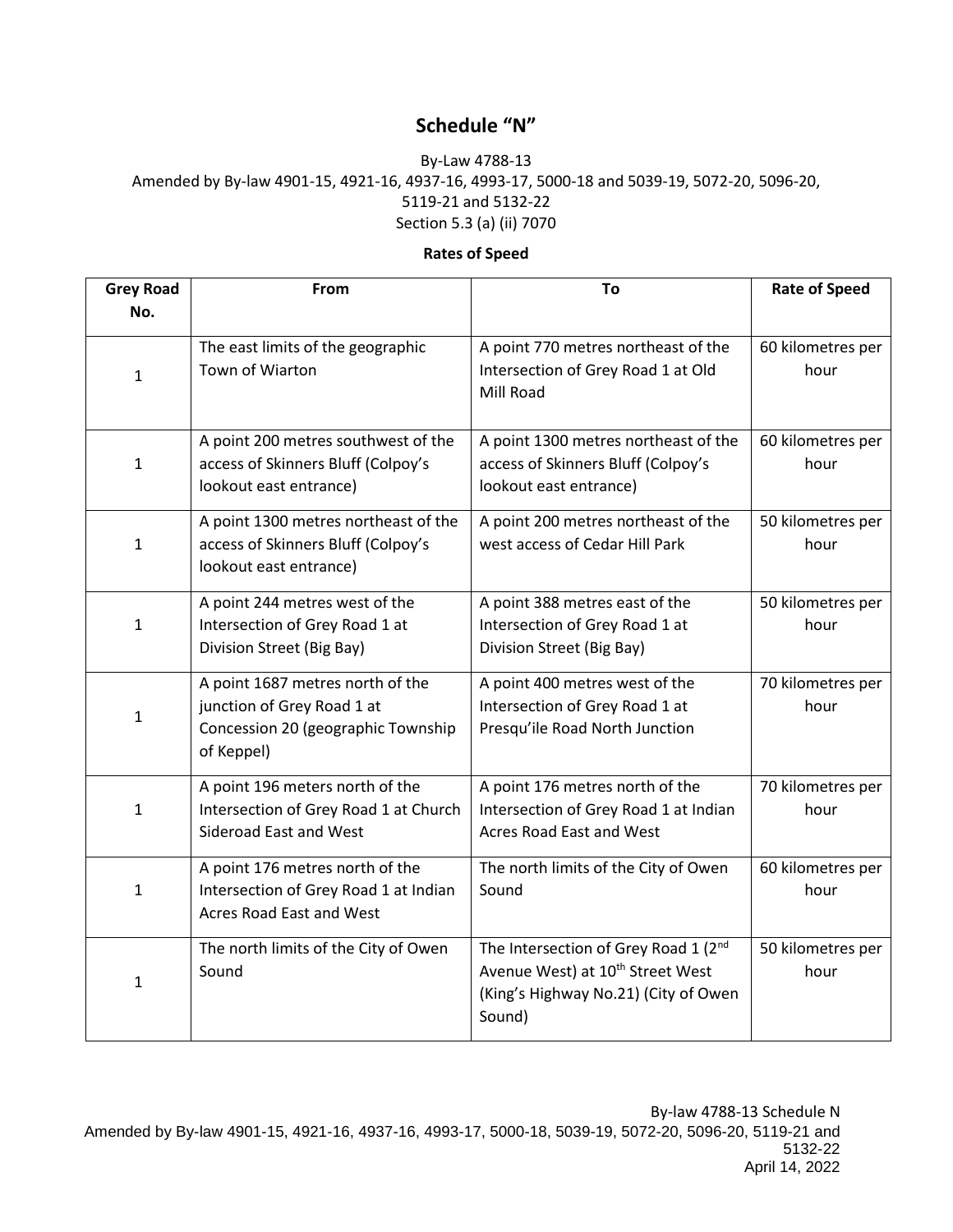# Schedule "N"

By-Law 4788-13
Amended by By-law 4901-15, 4921-16, 4937-16, 4993-17, 5000-18 and 5039-19, 5072-20, 5096-20, 5119-21 and 5132-22
Section 5.3 (a) (ii) 7070

**Rates of Speed**

| Grey Road No. | From | To | Rate of Speed |
|---|---|---|---|
| 1 | The east limits of the geographic Town of Wiarton | A point 770 metres northeast of the Intersection of Grey Road 1 at Old Mill Road | 60 kilometres per hour |
| 1 | A point 200 metres southwest of the access of Skinners Bluff (Colpoy's lookout east entrance) | A point 1300 metres northeast of the access of Skinners Bluff (Colpoy's lookout east entrance) | 60 kilometres per hour |
| 1 | A point 1300 metres northeast of the access of Skinners Bluff (Colpoy's lookout east entrance) | A point 200 metres northeast of the west access of Cedar Hill Park | 50 kilometres per hour |
| 1 | A point 244 metres west of the Intersection of Grey Road 1 at Division Street (Big Bay) | A point 388 metres east of the Intersection of Grey Road 1 at Division Street (Big Bay) | 50 kilometres per hour |
| 1 | A point 1687 metres north of the junction of Grey Road 1 at Concession 20 (geographic Township of Keppel) | A point 400 metres west of the Intersection of Grey Road 1 at Presqu'ile Road North Junction | 70 kilometres per hour |
| 1 | A point 196 meters north of the Intersection of Grey Road 1 at Church Sideroad East and West | A point 176 metres north of the Intersection of Grey Road 1 at Indian Acres Road East and West | 70 kilometres per hour |
| 1 | A point 176 metres north of the Intersection of Grey Road 1 at Indian Acres Road East and West | The north limits of the City of Owen Sound | 60 kilometres per hour |
| 1 | The north limits of the City of Owen Sound | The Intersection of Grey Road 1 (2nd Avenue West) at 10th Street West (King's Highway No.21) (City of Owen Sound) | 50 kilometres per hour |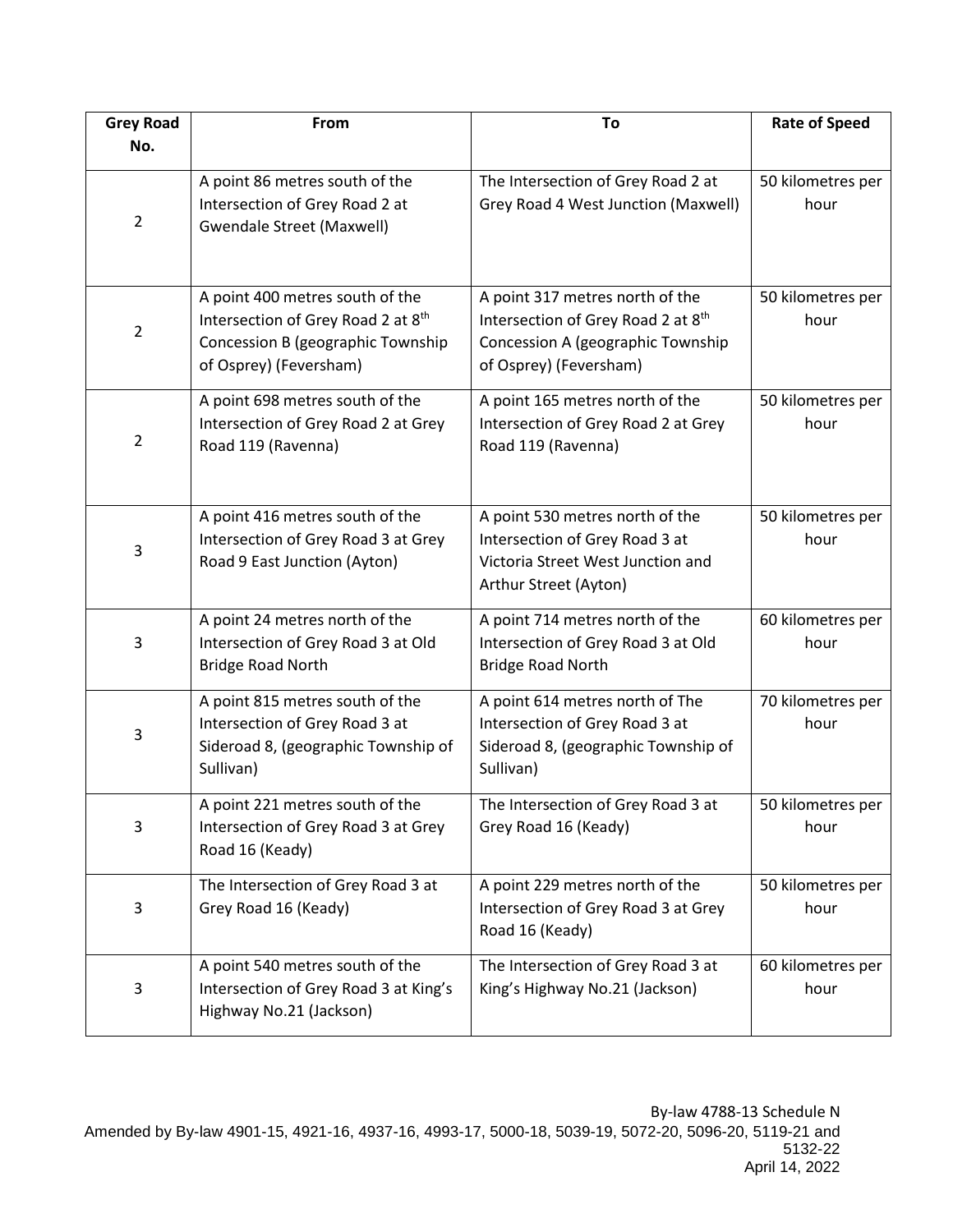| Grey Road No. | From | To | Rate of Speed |
|---|---|---|---|
| 2 | A point 86 metres south of the Intersection of Grey Road 2 at Gwendale Street (Maxwell) | The Intersection of Grey Road 2 at Grey Road 4 West Junction (Maxwell) | 50 kilometres per hour |
| 2 | A point 400 metres south of the Intersection of Grey Road 2 at 8th Concession B (geographic Township of Osprey) (Feversham) | A point 317 metres north of the Intersection of Grey Road 2 at 8th Concession A (geographic Township of Osprey) (Feversham) | 50 kilometres per hour |
| 2 | A point 698 metres south of the Intersection of Grey Road 2 at Grey Road 119 (Ravenna) | A point 165 metres north of the Intersection of Grey Road 2 at Grey Road 119 (Ravenna) | 50 kilometres per hour |
| 3 | A point 416 metres south of the Intersection of Grey Road 3 at Grey Road 9 East Junction (Ayton) | A point 530 metres north of the Intersection of Grey Road 3 at Victoria Street West Junction and Arthur Street (Ayton) | 50 kilometres per hour |
| 3 | A point 24 metres north of the Intersection of Grey Road 3 at Old Bridge Road North | A point 714 metres north of the Intersection of Grey Road 3 at Old Bridge Road North | 60 kilometres per hour |
| 3 | A point 815 metres south of the Intersection of Grey Road 3 at Sideroad 8, (geographic Township of Sullivan) | A point 614 metres north of The Intersection of Grey Road 3 at Sideroad 8, (geographic Township of Sullivan) | 70 kilometres per hour |
| 3 | A point 221 metres south of the Intersection of Grey Road 3 at Grey Road 16 (Keady) | The Intersection of Grey Road 3 at Grey Road 16 (Keady) | 50 kilometres per hour |
| 3 | The Intersection of Grey Road 3 at Grey Road 16 (Keady) | A point 229 metres north of the Intersection of Grey Road 3 at Grey Road 16 (Keady) | 50 kilometres per hour |
| 3 | A point 540 metres south of the Intersection of Grey Road 3 at King's Highway No.21 (Jackson) | The Intersection of Grey Road 3 at King's Highway No.21 (Jackson) | 60 kilometres per hour |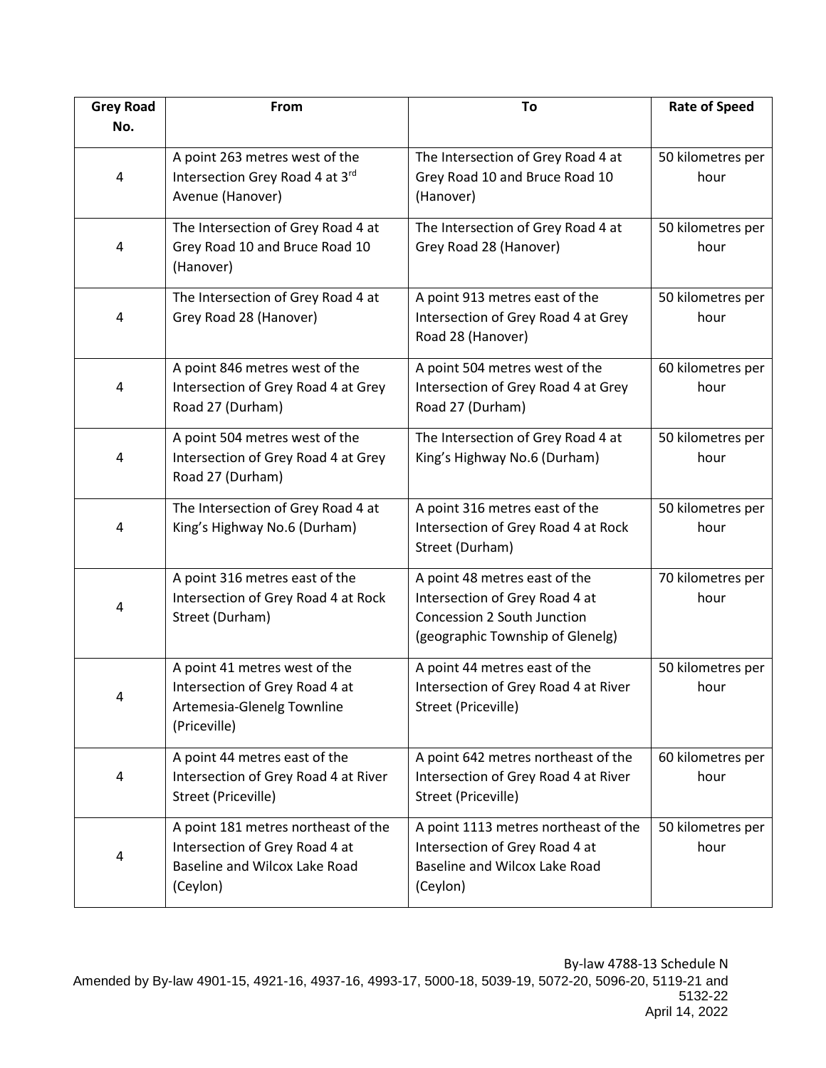| Grey Road No. | From | To | Rate of Speed |
|---|---|---|---|
| 4 | A point 263 metres west of the Intersection Grey Road 4 at 3rd Avenue (Hanover) | The Intersection of Grey Road 4 at Grey Road 10 and Bruce Road 10 (Hanover) | 50 kilometres per hour |
| 4 | The Intersection of Grey Road 4 at Grey Road 10 and Bruce Road 10 (Hanover) | The Intersection of Grey Road 4 at Grey Road 28 (Hanover) | 50 kilometres per hour |
| 4 | The Intersection of Grey Road 4 at Grey Road 28 (Hanover) | A point 913 metres east of the Intersection of Grey Road 4 at Grey Road 28 (Hanover) | 50 kilometres per hour |
| 4 | A point 846 metres west of the Intersection of Grey Road 4 at Grey Road 27 (Durham) | A point 504 metres west of the Intersection of Grey Road 4 at Grey Road 27 (Durham) | 60 kilometres per hour |
| 4 | A point 504 metres west of the Intersection of Grey Road 4 at Grey Road 27 (Durham) | The Intersection of Grey Road 4 at King's Highway No.6 (Durham) | 50 kilometres per hour |
| 4 | The Intersection of Grey Road 4 at King's Highway No.6 (Durham) | A point 316 metres east of the Intersection of Grey Road 4 at Rock Street (Durham) | 50 kilometres per hour |
| 4 | A point 316 metres east of the Intersection of Grey Road 4 at Rock Street (Durham) | A point 48 metres east of the Intersection of Grey Road 4 at Concession 2 South Junction (geographic Township of Glenelg) | 70 kilometres per hour |
| 4 | A point 41 metres west of the Intersection of Grey Road 4 at Artemesia-Glenelg Townline (Priceville) | A point 44 metres east of the Intersection of Grey Road 4 at River Street (Priceville) | 50 kilometres per hour |
| 4 | A point 44 metres east of the Intersection of Grey Road 4 at River Street (Priceville) | A point 642 metres northeast of the Intersection of Grey Road 4 at River Street (Priceville) | 60 kilometres per hour |
| 4 | A point 181 metres northeast of the Intersection of Grey Road 4 at Baseline and Wilcox Lake Road (Ceylon) | A point 1113 metres northeast of the Intersection of Grey Road 4 at Baseline and Wilcox Lake Road (Ceylon) | 50 kilometres per hour |

By-law 4788-13 Schedule N
Amended by By-law 4901-15, 4921-16, 4937-16, 4993-17, 5000-18, 5039-19, 5072-20, 5096-20, 5119-21 and 5132-22
April 14, 2022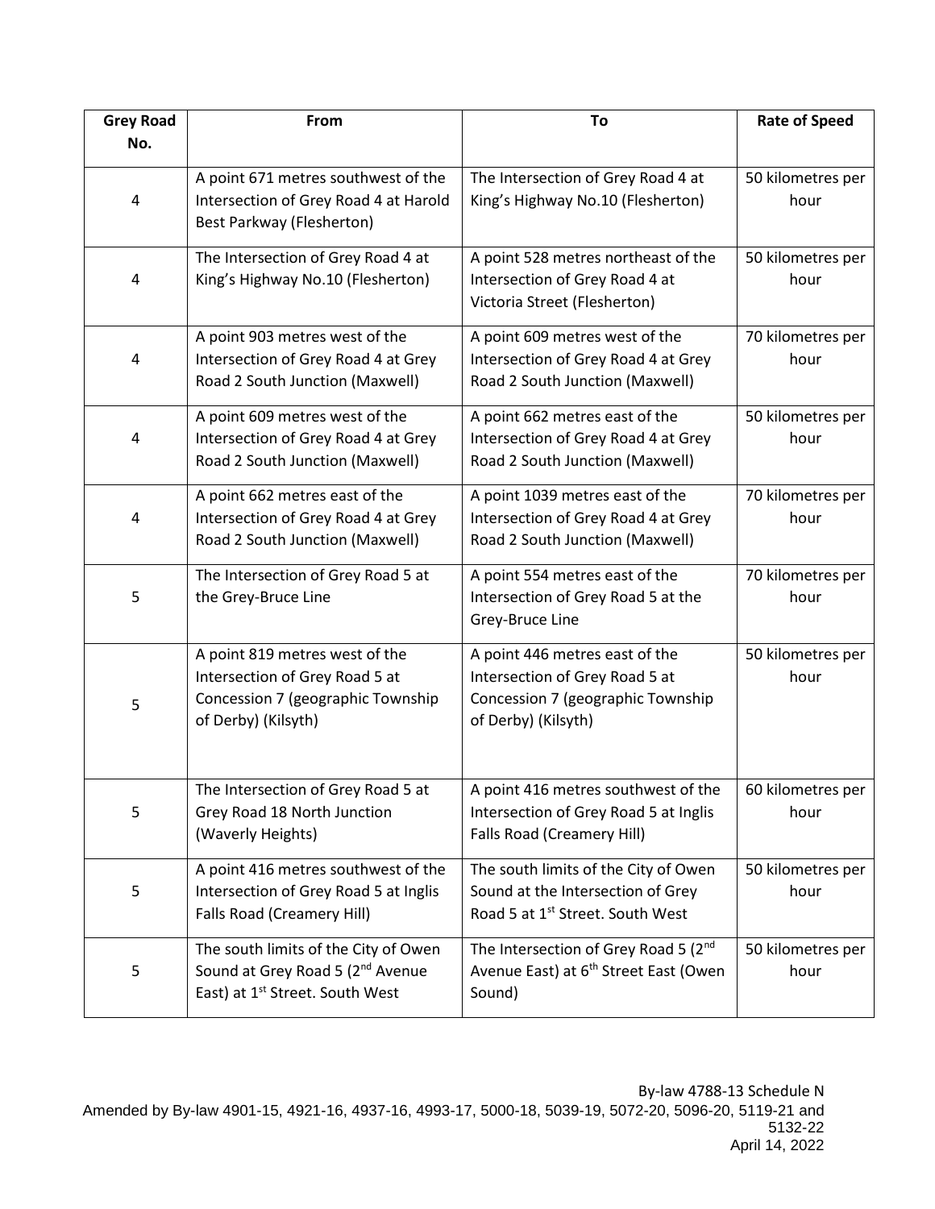| Grey Road No. | From | To | Rate of Speed |
|---|---|---|---|
| 4 | A point 671 metres southwest of the Intersection of Grey Road 4 at Harold Best Parkway (Flesherton) | The Intersection of Grey Road 4 at King's Highway No.10 (Flesherton) | 50 kilometres per hour |
| 4 | The Intersection of Grey Road 4 at King's Highway No.10 (Flesherton) | A point 528 metres northeast of the Intersection of Grey Road 4 at Victoria Street (Flesherton) | 50 kilometres per hour |
| 4 | A point 903 metres west of the Intersection of Grey Road 4 at Grey Road 2 South Junction (Maxwell) | A point 609 metres west of the Intersection of Grey Road 4 at Grey Road 2 South Junction (Maxwell) | 70 kilometres per hour |
| 4 | A point 609 metres west of the Intersection of Grey Road 4 at Grey Road 2 South Junction (Maxwell) | A point 662 metres east of the Intersection of Grey Road 4 at Grey Road 2 South Junction (Maxwell) | 50 kilometres per hour |
| 4 | A point 662 metres east of the Intersection of Grey Road 4 at Grey Road 2 South Junction (Maxwell) | A point 1039 metres east of the Intersection of Grey Road 4 at Grey Road 2 South Junction (Maxwell) | 70 kilometres per hour |
| 5 | The Intersection of Grey Road 5 at the Grey-Bruce Line | A point 554 metres east of the Intersection of Grey Road 5 at the Grey-Bruce Line | 70 kilometres per hour |
| 5 | A point 819 metres west of the Intersection of Grey Road 5 at Concession 7 (geographic Township of Derby) (Kilsyth) | A point 446 metres east of the Intersection of Grey Road 5 at Concession 7 (geographic Township of Derby) (Kilsyth) | 50 kilometres per hour |
| 5 | The Intersection of Grey Road 5 at Grey Road 18 North Junction (Waverly Heights) | A point 416 metres southwest of the Intersection of Grey Road 5 at Inglis Falls Road (Creamery Hill) | 60 kilometres per hour |
| 5 | A point 416 metres southwest of the Intersection of Grey Road 5 at Inglis Falls Road (Creamery Hill) | The south limits of the City of Owen Sound at the Intersection of Grey Road 5 at 1st Street. South West | 50 kilometres per hour |
| 5 | The south limits of the City of Owen Sound at Grey Road 5 (2nd Avenue East) at 1st Street. South West | The Intersection of Grey Road 5 (2nd Avenue East) at 6th Street East (Owen Sound) | 50 kilometres per hour |

By-law 4788-13 Schedule N
Amended by By-law 4901-15, 4921-16, 4937-16, 4993-17, 5000-18, 5039-19, 5072-20, 5096-20, 5119-21 and 5132-22
April 14, 2022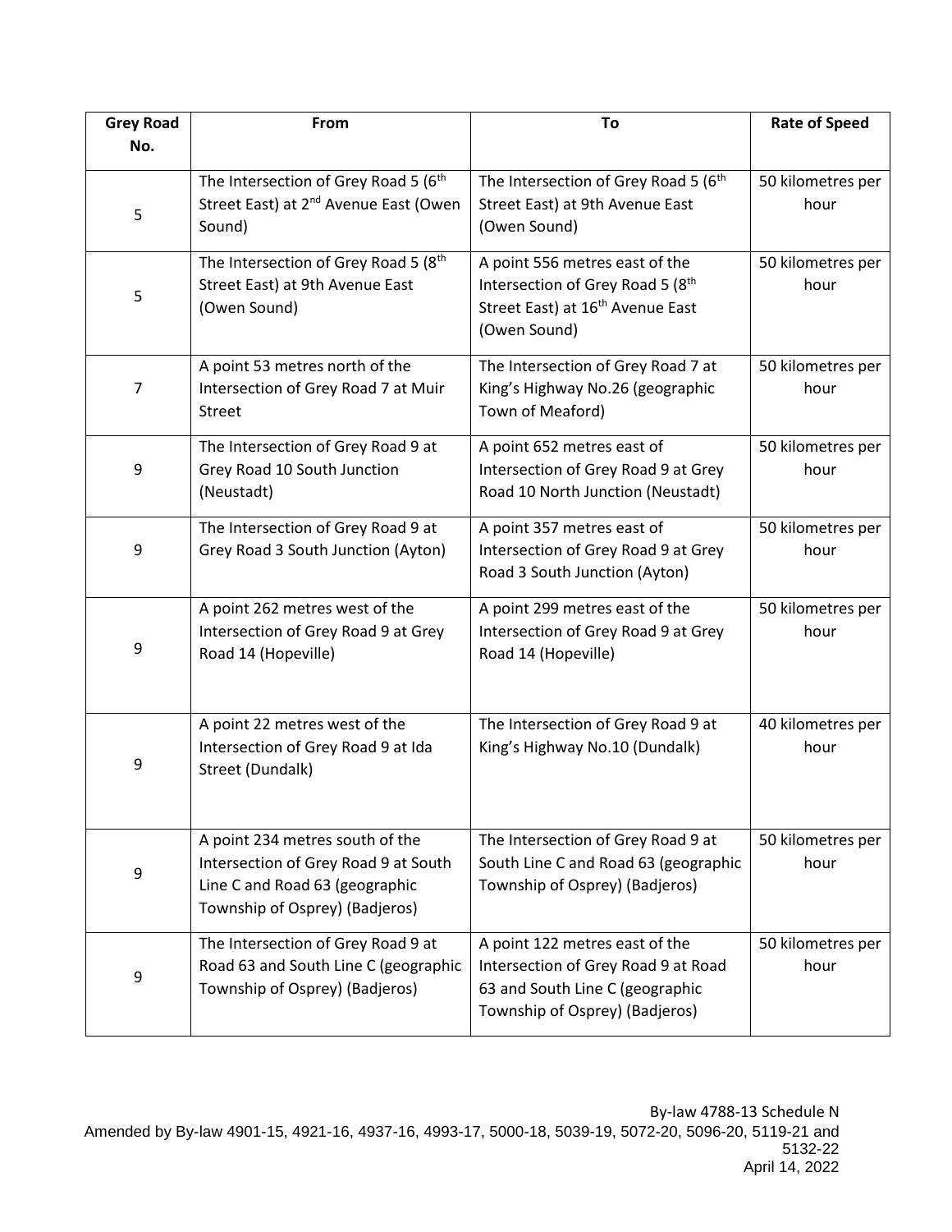| Grey Road No. | From | To | Rate of Speed |
|---|---|---|---|
| 5 | The Intersection of Grey Road 5 (6th Street East) at 2nd Avenue East (Owen Sound) | The Intersection of Grey Road 5 (6th Street East) at 9th Avenue East (Owen Sound) | 50 kilometres per hour |
| 5 | The Intersection of Grey Road 5 (8th Street East) at 9th Avenue East (Owen Sound) | A point 556 metres east of the Intersection of Grey Road 5 (8th Street East) at 16th Avenue East (Owen Sound) | 50 kilometres per hour |
| 7 | A point 53 metres north of the Intersection of Grey Road 7 at Muir Street | The Intersection of Grey Road 7 at King's Highway No.26 (geographic Town of Meaford) | 50 kilometres per hour |
| 9 | The Intersection of Grey Road 9 at Grey Road 10 South Junction (Neustadt) | A point 652 metres east of Intersection of Grey Road 9 at Grey Road 10 North Junction (Neustadt) | 50 kilometres per hour |
| 9 | The Intersection of Grey Road 9 at Grey Road 3 South Junction (Ayton) | A point 357 metres east of Intersection of Grey Road 9 at Grey Road 3 South Junction (Ayton) | 50 kilometres per hour |
| 9 | A point 262 metres west of the Intersection of Grey Road 9 at Grey Road 14 (Hopeville) | A point 299 metres east of the Intersection of Grey Road 9 at Grey Road 14 (Hopeville) | 50 kilometres per hour |
| 9 | A point 22 metres west of the Intersection of Grey Road 9 at Ida Street (Dundalk) | The Intersection of Grey Road 9 at King's Highway No.10 (Dundalk) | 40 kilometres per hour |
| 9 | A point 234 metres south of the Intersection of Grey Road 9 at South Line C and Road 63 (geographic Township of Osprey) (Badjeros) | The Intersection of Grey Road 9 at South Line C and Road 63 (geographic Township of Osprey) (Badjeros) | 50 kilometres per hour |
| 9 | The Intersection of Grey Road 9 at Road 63 and South Line C (geographic Township of Osprey) (Badjeros) | A point 122 metres east of the Intersection of Grey Road 9 at Road 63 and South Line C (geographic Township of Osprey) (Badjeros) | 50 kilometres per hour |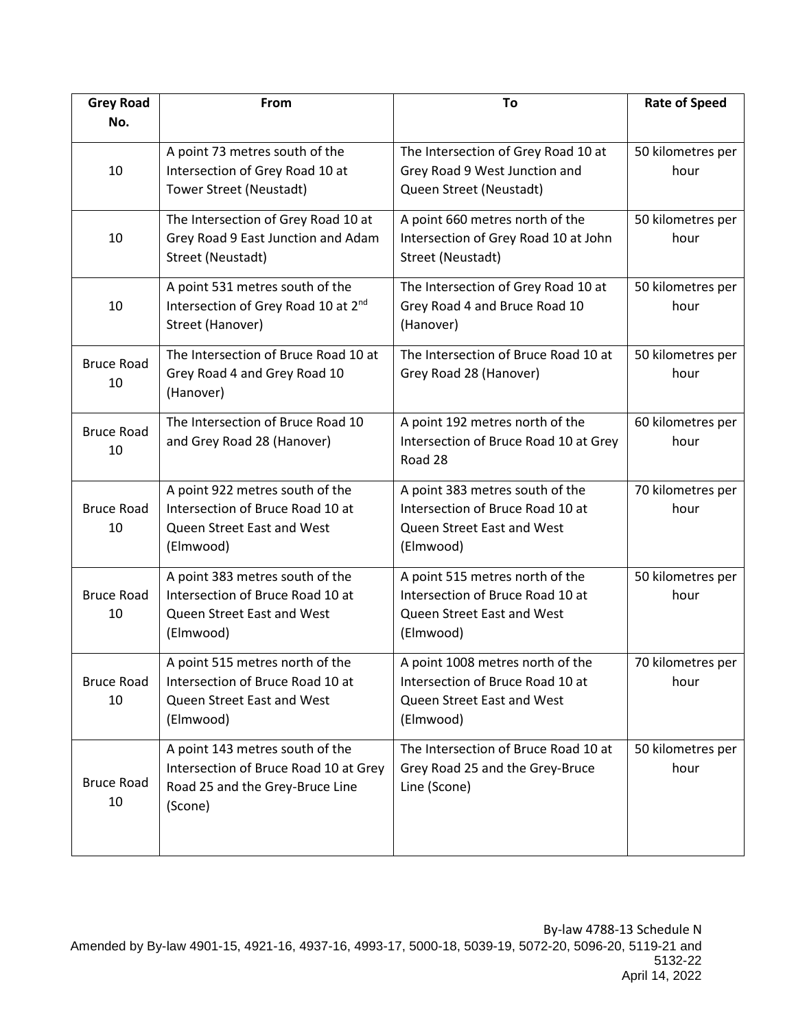| Grey Road No. | From | To | Rate of Speed |
|---|---|---|---|
| 10 | A point 73 metres south of the Intersection of Grey Road 10 at Tower Street (Neustadt) | The Intersection of Grey Road 10 at Grey Road 9 West Junction and Queen Street (Neustadt) | 50 kilometres per hour |
| 10 | The Intersection of Grey Road 10 at Grey Road 9 East Junction and Adam Street (Neustadt) | A point 660 metres north of the Intersection of Grey Road 10 at John Street (Neustadt) | 50 kilometres per hour |
| 10 | A point 531 metres south of the Intersection of Grey Road 10 at 2nd Street (Hanover) | The Intersection of Grey Road 10 at Grey Road 4 and Bruce Road 10 (Hanover) | 50 kilometres per hour |
| Bruce Road 10 | The Intersection of Bruce Road 10 at Grey Road 4 and Grey Road 10 (Hanover) | The Intersection of Bruce Road 10 at Grey Road 28 (Hanover) | 50 kilometres per hour |
| Bruce Road 10 | The Intersection of Bruce Road 10 and Grey Road 28 (Hanover) | A point 192 metres north of the Intersection of Bruce Road 10 at Grey Road 28 | 60 kilometres per hour |
| Bruce Road 10 | A point 922 metres south of the Intersection of Bruce Road 10 at Queen Street East and West (Elmwood) | A point 383 metres south of the Intersection of Bruce Road 10 at Queen Street East and West (Elmwood) | 70 kilometres per hour |
| Bruce Road 10 | A point 383 metres south of the Intersection of Bruce Road 10 at Queen Street East and West (Elmwood) | A point 515 metres north of the Intersection of Bruce Road 10 at Queen Street East and West (Elmwood) | 50 kilometres per hour |
| Bruce Road 10 | A point 515 metres north of the Intersection of Bruce Road 10 at Queen Street East and West (Elmwood) | A point 1008 metres north of the Intersection of Bruce Road 10 at Queen Street East and West (Elmwood) | 70 kilometres per hour |
| Bruce Road 10 | A point 143 metres south of the Intersection of Bruce Road 10 at Grey Road 25 and the Grey-Bruce Line (Scone) | The Intersection of Bruce Road 10 at Grey Road 25 and the Grey-Bruce Line (Scone) | 50 kilometres per hour |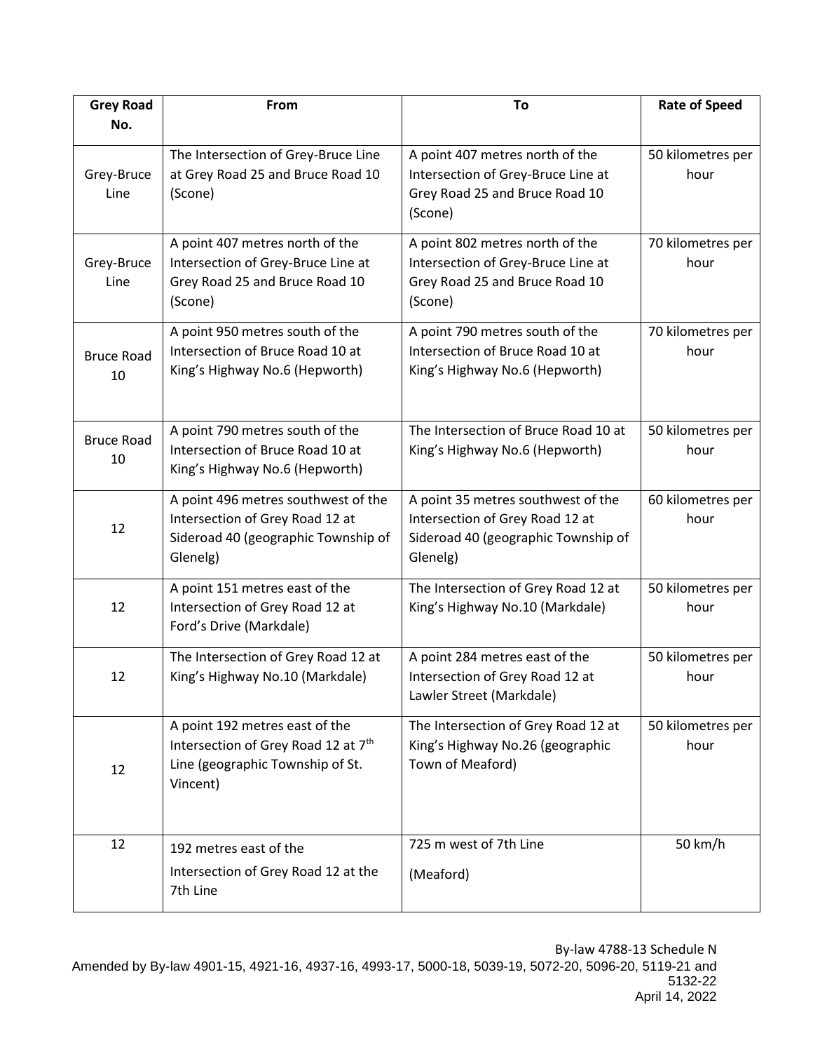| Grey Road No. | From | To | Rate of Speed |
| --- | --- | --- | --- |
| Grey-Bruce Line | The Intersection of Grey-Bruce Line at Grey Road 25 and Bruce Road 10 (Scone) | A point 407 metres north of the Intersection of Grey-Bruce Line at Grey Road 25 and Bruce Road 10 (Scone) | 50 kilometres per hour |
| Grey-Bruce Line | A point 407 metres north of the Intersection of Grey-Bruce Line at Grey Road 25 and Bruce Road 10 (Scone) | A point 802 metres north of the Intersection of Grey-Bruce Line at Grey Road 25 and Bruce Road 10 (Scone) | 70 kilometres per hour |
| Bruce Road 10 | A point 950 metres south of the Intersection of Bruce Road 10 at King's Highway No.6 (Hepworth) | A point 790 metres south of the Intersection of Bruce Road 10 at King's Highway No.6 (Hepworth) | 70 kilometres per hour |
| Bruce Road 10 | A point 790 metres south of the Intersection of Bruce Road 10 at King's Highway No.6 (Hepworth) | The Intersection of Bruce Road 10 at King's Highway No.6 (Hepworth) | 50 kilometres per hour |
| 12 | A point 496 metres southwest of the Intersection of Grey Road 12 at Sideroad 40 (geographic Township of Glenelg) | A point 35 metres southwest of the Intersection of Grey Road 12 at Sideroad 40 (geographic Township of Glenelg) | 60 kilometres per hour |
| 12 | A point 151 metres east of the Intersection of Grey Road 12 at Ford's Drive (Markdale) | The Intersection of Grey Road 12 at King's Highway No.10 (Markdale) | 50 kilometres per hour |
| 12 | The Intersection of Grey Road 12 at King's Highway No.10 (Markdale) | A point 284 metres east of the Intersection of Grey Road 12 at Lawler Street (Markdale) | 50 kilometres per hour |
| 12 | A point 192 metres east of the Intersection of Grey Road 12 at 7th Line (geographic Township of St. Vincent) | The Intersection of Grey Road 12 at King's Highway No.26 (geographic Town of Meaford) | 50 kilometres per hour |
| 12 | 192 metres east of the Intersection of Grey Road 12 at the 7th Line | 725 m west of 7th Line (Meaford) | 50 km/h |

By-law 4788-13 Schedule N
Amended by By-law 4901-15, 4921-16, 4937-16, 4993-17, 5000-18, 5039-19, 5072-20, 5096-20, 5119-21 and 5132-22
April 14, 2022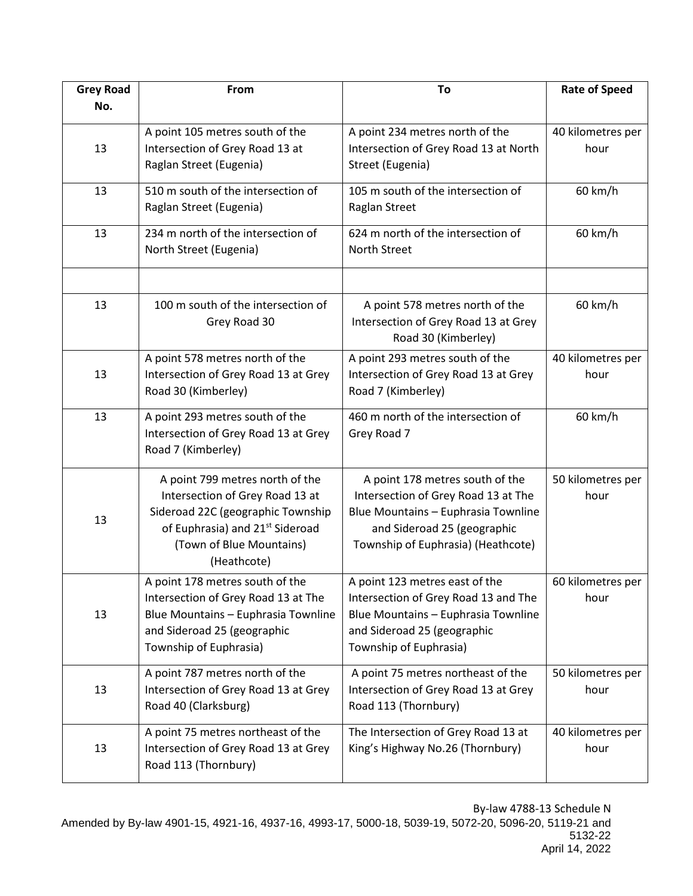| Grey Road No. | From | To | Rate of Speed |
|---|---|---|---|
| 13 | A point 105 metres south of the Intersection of Grey Road 13 at Raglan Street (Eugenia) | A point 234 metres north of the Intersection of Grey Road 13 at North Street (Eugenia) | 40 kilometres per hour |
| 13 | 510 m south of the intersection of Raglan Street (Eugenia) | 105 m south of the intersection of Raglan Street | 60 km/h |
| 13 | 234 m north of the intersection of North Street (Eugenia) | 624 m north of the intersection of North Street | 60 km/h |
| | | | |
| 13 | 100 m south of the intersection of Grey Road 30 | A point 578 metres north of the Intersection of Grey Road 13 at Grey Road 30 (Kimberley) | 60 km/h |
| 13 | A point 578 metres north of the Intersection of Grey Road 13 at Grey Road 30 (Kimberley) | A point 293 metres south of the Intersection of Grey Road 13 at Grey Road 7 (Kimberley) | 40 kilometres per hour |
| 13 | A point 293 metres south of the Intersection of Grey Road 13 at Grey Road 7 (Kimberley) | 460 m north of the intersection of Grey Road 7 | 60 km/h |
| 13 | A point 799 metres north of the Intersection of Grey Road 13 at Sideroad 22C (geographic Township of Euphrasia) and 21st Sideroad (Town of Blue Mountains) (Heathcote) | A point 178 metres south of the Intersection of Grey Road 13 at The Blue Mountains – Euphrasia Townline and Sideroad 25 (geographic Township of Euphrasia) (Heathcote) | 50 kilometres per hour |
| 13 | A point 178 metres south of the Intersection of Grey Road 13 at The Blue Mountains – Euphrasia Townline and Sideroad 25 (geographic Township of Euphrasia) | A point 123 metres east of the Intersection of Grey Road 13 and The Blue Mountains – Euphrasia Townline and Sideroad 25 (geographic Township of Euphrasia) | 60 kilometres per hour |
| 13 | A point 787 metres north of the Intersection of Grey Road 13 at Grey Road 40 (Clarksburg) | A point 75 metres northeast of the Intersection of Grey Road 13 at Grey Road 113 (Thornbury) | 50 kilometres per hour |
| 13 | A point 75 metres northeast of the Intersection of Grey Road 13 at Grey Road 113 (Thornbury) | The Intersection of Grey Road 13 at King's Highway No.26 (Thornbury) | 40 kilometres per hour |

By-law 4788-13 Schedule N
Amended by By-law 4901-15, 4921-16, 4937-16, 4993-17, 5000-18, 5039-19, 5072-20, 5096-20, 5119-21 and 5132-22
April 14, 2022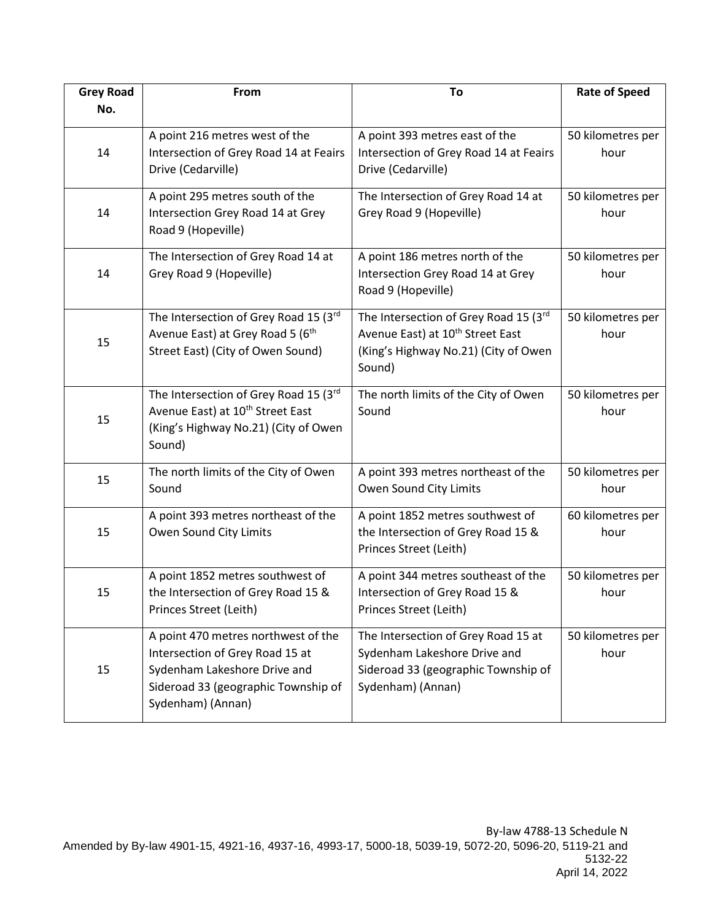| Grey Road No. | From | To | Rate of Speed |
|---|---|---|---|
| 14 | A point 216 metres west of the Intersection of Grey Road 14 at Feairs Drive (Cedarville) | A point 393 metres east of the Intersection of Grey Road 14 at Feairs Drive (Cedarville) | 50 kilometres per hour |
| 14 | A point 295 metres south of the Intersection Grey Road 14 at Grey Road 9 (Hopeville) | The Intersection of Grey Road 14 at Grey Road 9 (Hopeville) | 50 kilometres per hour |
| 14 | The Intersection of Grey Road 14 at Grey Road 9 (Hopeville) | A point 186 metres north of the Intersection Grey Road 14 at Grey Road 9 (Hopeville) | 50 kilometres per hour |
| 15 | The Intersection of Grey Road 15 (3rd Avenue East) at Grey Road 5 (6th Street East) (City of Owen Sound) | The Intersection of Grey Road 15 (3rd Avenue East) at 10th Street East (King's Highway No.21) (City of Owen Sound) | 50 kilometres per hour |
| 15 | The Intersection of Grey Road 15 (3rd Avenue East) at 10th Street East (King's Highway No.21) (City of Owen Sound) | The north limits of the City of Owen Sound | 50 kilometres per hour |
| 15 | The north limits of the City of Owen Sound | A point 393 metres northeast of the Owen Sound City Limits | 50 kilometres per hour |
| 15 | A point 393 metres northeast of the Owen Sound City Limits | A point 1852 metres southwest of the Intersection of Grey Road 15 & Princes Street (Leith) | 60 kilometres per hour |
| 15 | A point 1852 metres southwest of the Intersection of Grey Road 15 & Princes Street (Leith) | A point 344 metres southeast of the Intersection of Grey Road 15 & Princes Street (Leith) | 50 kilometres per hour |
| 15 | A point 470 metres northwest of the Intersection of Grey Road 15 at Sydenham Lakeshore Drive and Sideroad 33 (geographic Township of Sydenham) (Annan) | The Intersection of Grey Road 15 at Sydenham Lakeshore Drive and Sideroad 33 (geographic Township of Sydenham) (Annan) | 50 kilometres per hour |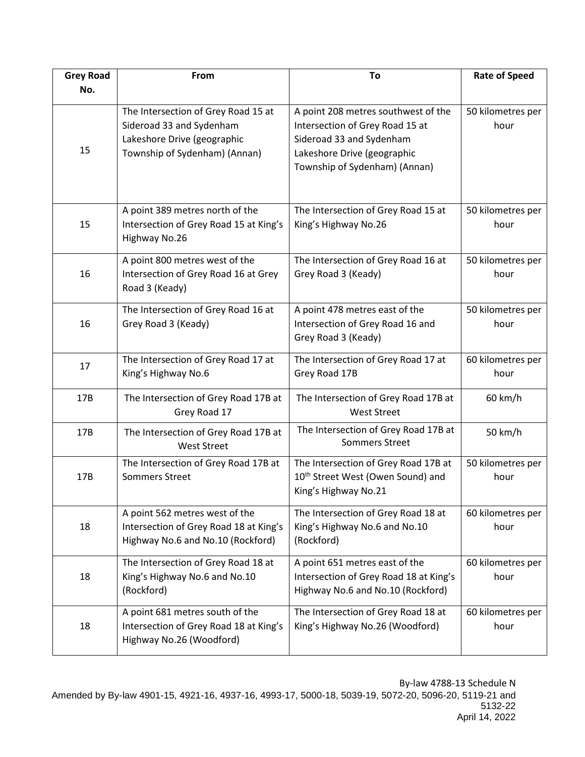| Grey Road No. | From | To | Rate of Speed |
|---|---|---|---|
| 15 | The Intersection of Grey Road 15 at Sideroad 33 and Sydenham Lakeshore Drive (geographic Township of Sydenham) (Annan) | A point 208 metres southwest of the Intersection of Grey Road 15 at Sideroad 33 and Sydenham Lakeshore Drive (geographic Township of Sydenham) (Annan) | 50 kilometres per hour |
| 15 | A point 389 metres north of the Intersection of Grey Road 15 at King's Highway No.26 | The Intersection of Grey Road 15 at King's Highway No.26 | 50 kilometres per hour |
| 16 | A point 800 metres west of the Intersection of Grey Road 16 at Grey Road 3 (Keady) | The Intersection of Grey Road 16 at Grey Road 3 (Keady) | 50 kilometres per hour |
| 16 | The Intersection of Grey Road 16 at Grey Road 3 (Keady) | A point 478 metres east of the Intersection of Grey Road 16 and Grey Road 3 (Keady) | 50 kilometres per hour |
| 17 | The Intersection of Grey Road 17 at King's Highway No.6 | The Intersection of Grey Road 17 at Grey Road 17B | 60 kilometres per hour |
| 17B | The Intersection of Grey Road 17B at Grey Road 17 | The Intersection of Grey Road 17B at West Street | 60 km/h |
| 17B | The Intersection of Grey Road 17B at West Street | The Intersection of Grey Road 17B at Sommers Street | 50 km/h |
| 17B | The Intersection of Grey Road 17B at Sommers Street | The Intersection of Grey Road 17B at 10th Street West (Owen Sound) and King's Highway No.21 | 50 kilometres per hour |
| 18 | A point 562 metres west of the Intersection of Grey Road 18 at King's Highway No.6 and No.10 (Rockford) | The Intersection of Grey Road 18 at King's Highway No.6 and No.10 (Rockford) | 60 kilometres per hour |
| 18 | The Intersection of Grey Road 18 at King's Highway No.6 and No.10 (Rockford) | A point 651 metres east of the Intersection of Grey Road 18 at King's Highway No.6 and No.10 (Rockford) | 60 kilometres per hour |
| 18 | A point 681 metres south of the Intersection of Grey Road 18 at King's Highway No.26 (Woodford) | The Intersection of Grey Road 18 at King's Highway No.26 (Woodford) | 60 kilometres per hour |

By-law 4788-13 Schedule N
Amended by By-law 4901-15, 4921-16, 4937-16, 4993-17, 5000-18, 5039-19, 5072-20, 5096-20, 5119-21 and 5132-22
April 14, 2022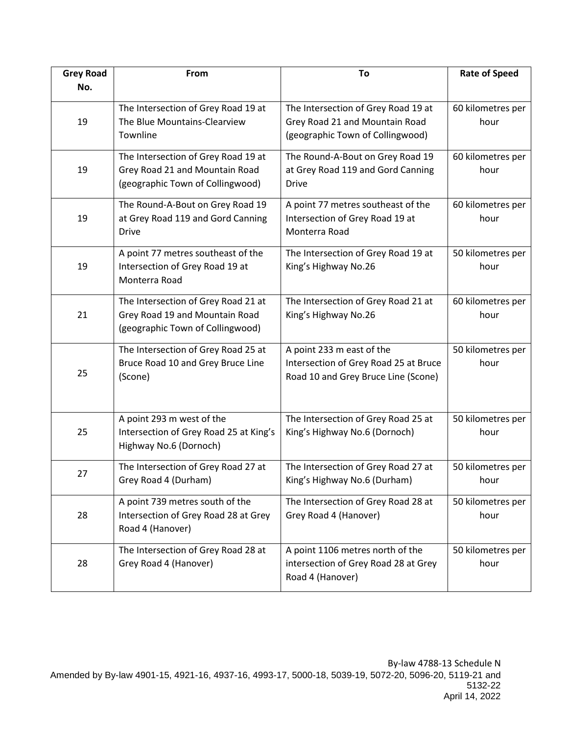| Grey Road No. | From | To | Rate of Speed |
|---|---|---|---|
| 19 | The Intersection of Grey Road 19 at The Blue Mountains-Clearview Townline | The Intersection of Grey Road 19 at Grey Road 21 and Mountain Road (geographic Town of Collingwood) | 60 kilometres per hour |
| 19 | The Intersection of Grey Road 19 at Grey Road 21 and Mountain Road (geographic Town of Collingwood) | The Round-A-Bout on Grey Road 19 at Grey Road 119 and Gord Canning Drive | 60 kilometres per hour |
| 19 | The Round-A-Bout on Grey Road 19 at Grey Road 119 and Gord Canning Drive | A point 77 metres southeast of the Intersection of Grey Road 19 at Monterra Road | 60 kilometres per hour |
| 19 | A point 77 metres southeast of the Intersection of Grey Road 19 at Monterra Road | The Intersection of Grey Road 19 at King's Highway No.26 | 50 kilometres per hour |
| 21 | The Intersection of Grey Road 21 at Grey Road 19 and Mountain Road (geographic Town of Collingwood) | The Intersection of Grey Road 21 at King's Highway No.26 | 60 kilometres per hour |
| 25 | The Intersection of Grey Road 25 at Bruce Road 10 and Grey Bruce Line (Scone) | A point 233 m east of the Intersection of Grey Road 25 at Bruce Road 10 and Grey Bruce Line (Scone) | 50 kilometres per hour |
| 25 | A point 293 m west of the Intersection of Grey Road 25 at King's Highway No.6 (Dornoch) | The Intersection of Grey Road 25 at King's Highway No.6 (Dornoch) | 50 kilometres per hour |
| 27 | The Intersection of Grey Road 27 at Grey Road 4 (Durham) | The Intersection of Grey Road 27 at King's Highway No.6 (Durham) | 50 kilometres per hour |
| 28 | A point 739 metres south of the Intersection of Grey Road 28 at Grey Road 4 (Hanover) | The Intersection of Grey Road 28 at Grey Road 4 (Hanover) | 50 kilometres per hour |
| 28 | The Intersection of Grey Road 28 at Grey Road 4 (Hanover) | A point 1106 metres north of the intersection of Grey Road 28 at Grey Road 4 (Hanover) | 50 kilometres per hour |

By-law 4788-13 Schedule N
Amended by By-law 4901-15, 4921-16, 4937-16, 4993-17, 5000-18, 5039-19, 5072-20, 5096-20, 5119-21 and 5132-22
April 14, 2022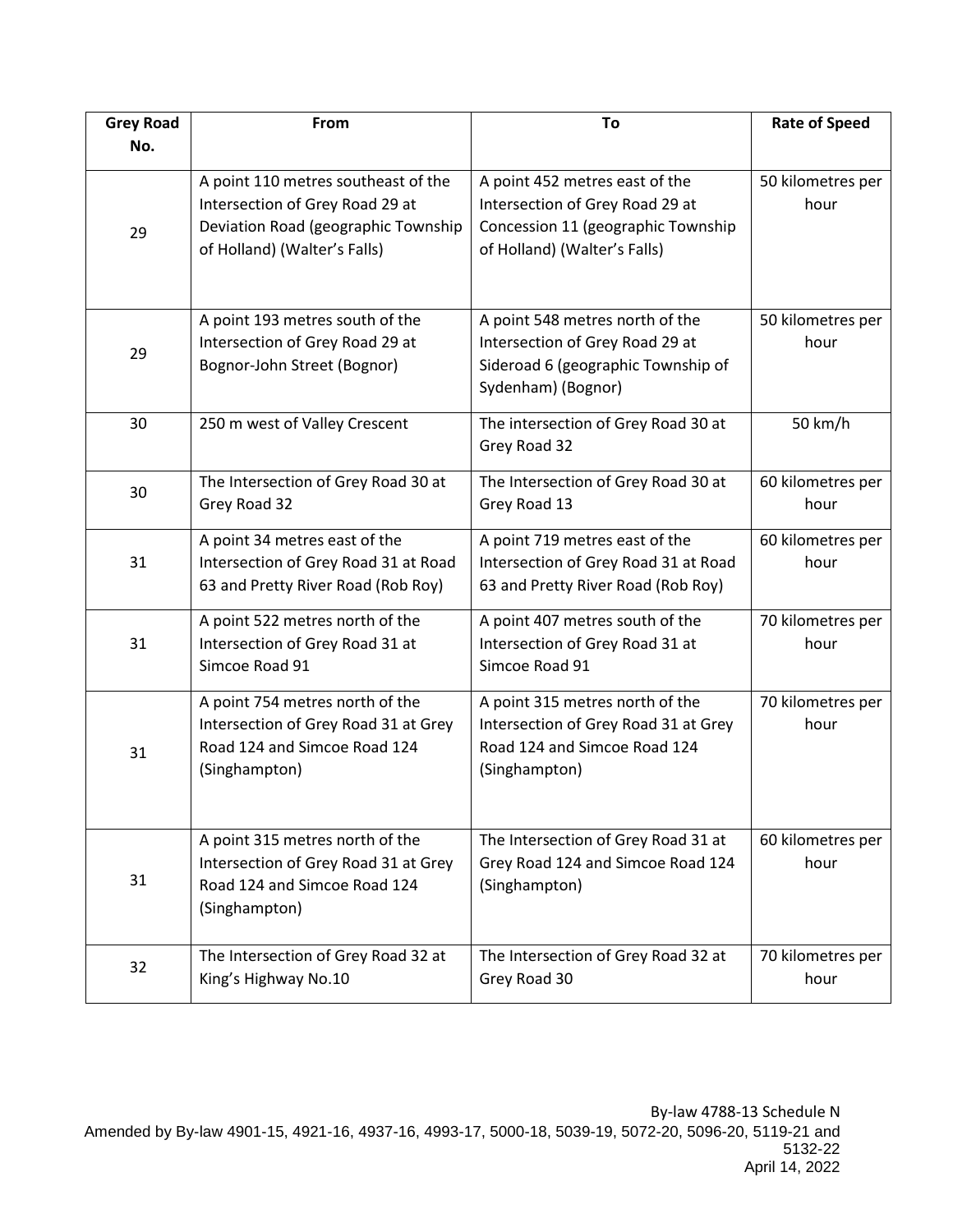| Grey Road No. | From | To | Rate of Speed |
|---|---|---|---|
| 29 | A point 110 metres southeast of the Intersection of Grey Road 29 at Deviation Road (geographic Township of Holland) (Walter's Falls) | A point 452 metres east of the Intersection of Grey Road 29 at Concession 11 (geographic Township of Holland) (Walter's Falls) | 50 kilometres per hour |
| 29 | A point 193 metres south of the Intersection of Grey Road 29 at Bognor-John Street (Bognor) | A point 548 metres north of the Intersection of Grey Road 29 at Sideroad 6 (geographic Township of Sydenham) (Bognor) | 50 kilometres per hour |
| 30 | 250 m west of Valley Crescent | The intersection of Grey Road 30 at Grey Road 32 | 50 km/h |
| 30 | The Intersection of Grey Road 30 at Grey Road 32 | The Intersection of Grey Road 30 at Grey Road 13 | 60 kilometres per hour |
| 31 | A point 34 metres east of the Intersection of Grey Road 31 at Road 63 and Pretty River Road (Rob Roy) | A point 719 metres east of the Intersection of Grey Road 31 at Road 63 and Pretty River Road (Rob Roy) | 60 kilometres per hour |
| 31 | A point 522 metres north of the Intersection of Grey Road 31 at Simcoe Road 91 | A point 407 metres south of the Intersection of Grey Road 31 at Simcoe Road 91 | 70 kilometres per hour |
| 31 | A point 754 metres north of the Intersection of Grey Road 31 at Grey Road 124 and Simcoe Road 124 (Singhampton) | A point 315 metres north of the Intersection of Grey Road 31 at Grey Road 124 and Simcoe Road 124 (Singhampton) | 70 kilometres per hour |
| 31 | A point 315 metres north of the Intersection of Grey Road 31 at Grey Road 124 and Simcoe Road 124 (Singhampton) | The Intersection of Grey Road 31 at Grey Road 124 and Simcoe Road 124 (Singhampton) | 60 kilometres per hour |
| 32 | The Intersection of Grey Road 32 at King's Highway No.10 | The Intersection of Grey Road 32 at Grey Road 30 | 70 kilometres per hour |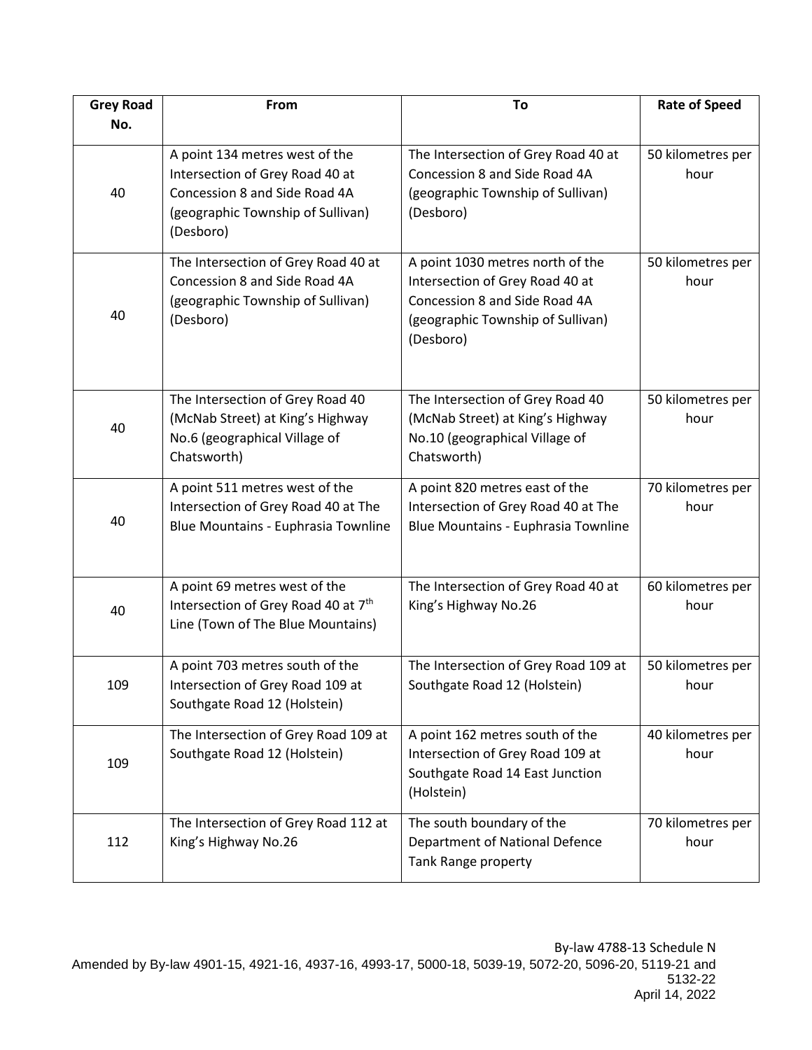| Grey Road No. | From | To | Rate of Speed |
|---|---|---|---|
| 40 | A point 134 metres west of the Intersection of Grey Road 40 at Concession 8 and Side Road 4A (geographic Township of Sullivan) (Desboro) | The Intersection of Grey Road 40 at Concession 8 and Side Road 4A (geographic Township of Sullivan) (Desboro) | 50 kilometres per hour |
| 40 | The Intersection of Grey Road 40 at Concession 8 and Side Road 4A (geographic Township of Sullivan) (Desboro) | A point 1030 metres north of the Intersection of Grey Road 40 at Concession 8 and Side Road 4A (geographic Township of Sullivan) (Desboro) | 50 kilometres per hour |
| 40 | The Intersection of Grey Road 40 (McNab Street) at King's Highway No.6 (geographical Village of Chatsworth) | The Intersection of Grey Road 40 (McNab Street) at King's Highway No.10 (geographical Village of Chatsworth) | 50 kilometres per hour |
| 40 | A point 511 metres west of the Intersection of Grey Road 40 at The Blue Mountains - Euphrasia Townline | A point 820 metres east of the Intersection of Grey Road 40 at The Blue Mountains - Euphrasia Townline | 70 kilometres per hour |
| 40 | A point 69 metres west of the Intersection of Grey Road 40 at 7th Line (Town of The Blue Mountains) | The Intersection of Grey Road 40 at King's Highway No.26 | 60 kilometres per hour |
| 109 | A point 703 metres south of the Intersection of Grey Road 109 at Southgate Road 12 (Holstein) | The Intersection of Grey Road 109 at Southgate Road 12 (Holstein) | 50 kilometres per hour |
| 109 | The Intersection of Grey Road 109 at Southgate Road 12 (Holstein) | A point 162 metres south of the Intersection of Grey Road 109 at Southgate Road 14 East Junction (Holstein) | 40 kilometres per hour |
| 112 | The Intersection of Grey Road 112 at King's Highway No.26 | The south boundary of the Department of National Defence Tank Range property | 70 kilometres per hour |

By-law 4788-13 Schedule N
Amended by By-law 4901-15, 4921-16, 4937-16, 4993-17, 5000-18, 5039-19, 5072-20, 5096-20, 5119-21 and 5132-22
April 14, 2022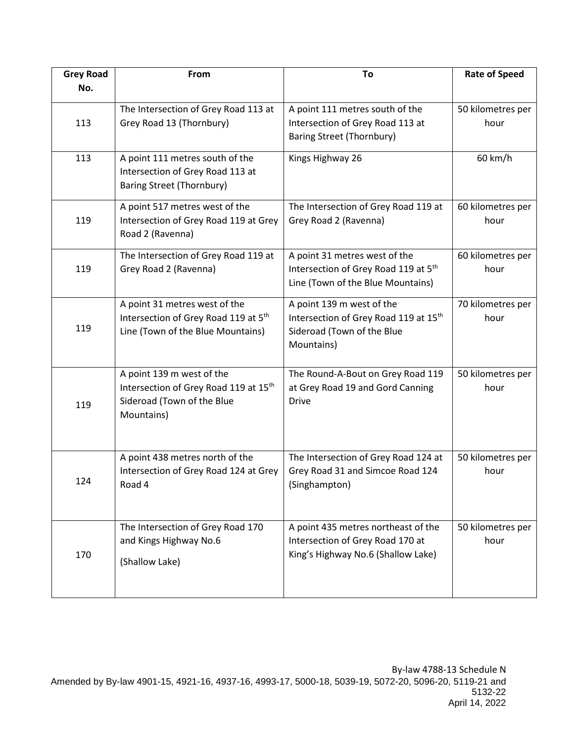| Grey Road No. | From | To | Rate of Speed |
|---|---|---|---|
| 113 | The Intersection of Grey Road 113 at Grey Road 13 (Thornbury) | A point 111 metres south of the Intersection of Grey Road 113 at Baring Street (Thornbury) | 50 kilometres per hour |
| 113 | A point 111 metres south of the Intersection of Grey Road 113 at Baring Street (Thornbury) | Kings Highway 26 | 60 km/h |
| 119 | A point 517 metres west of the Intersection of Grey Road 119 at Grey Road 2 (Ravenna) | The Intersection of Grey Road 119 at Grey Road 2 (Ravenna) | 60 kilometres per hour |
| 119 | The Intersection of Grey Road 119 at Grey Road 2 (Ravenna) | A point 31 metres west of the Intersection of Grey Road 119 at 5th Line (Town of the Blue Mountains) | 60 kilometres per hour |
| 119 | A point 31 metres west of the Intersection of Grey Road 119 at 5th Line (Town of the Blue Mountains) | A point 139 m west of the Intersection of Grey Road 119 at 15th Sideroad (Town of the Blue Mountains) | 70 kilometres per hour |
| 119 | A point 139 m west of the Intersection of Grey Road 119 at 15th Sideroad (Town of the Blue Mountains) | The Round-A-Bout on Grey Road 119 at Grey Road 19 and Gord Canning Drive | 50 kilometres per hour |
| 124 | A point 438 metres north of the Intersection of Grey Road 124 at Grey Road 4 | The Intersection of Grey Road 124 at Grey Road 31 and Simcoe Road 124 (Singhampton) | 50 kilometres per hour |
| 170 | The Intersection of Grey Road 170 and Kings Highway No.6 (Shallow Lake) | A point 435 metres northeast of the Intersection of Grey Road 170 at King's Highway No.6 (Shallow Lake) | 50 kilometres per hour |

By-law 4788-13 Schedule N
Amended by By-law 4901-15, 4921-16, 4937-16, 4993-17, 5000-18, 5039-19, 5072-20, 5096-20, 5119-21 and 5132-22
April 14, 2022